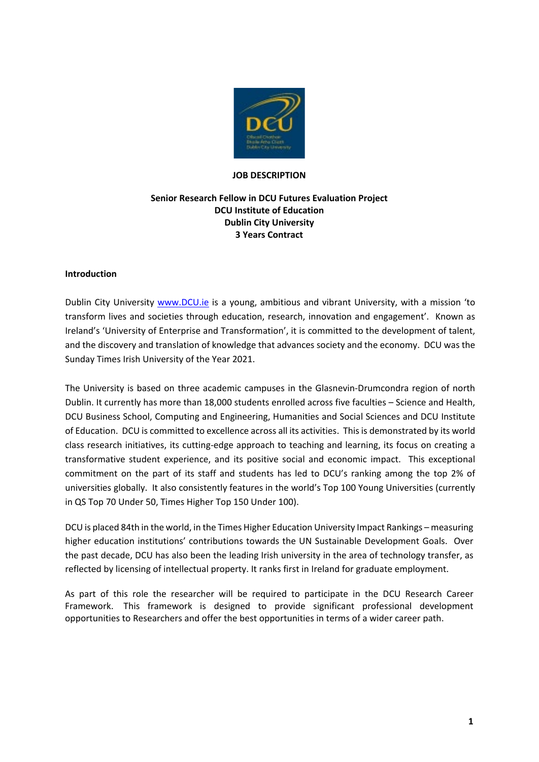**JOB DESCRIPTION**

**Senior Research Fellow in DCU Futures Evaluation Project**
**DCU Institute of Education**
**Dublin City University**
**3 Years Contract**

**Introduction**

Dublin City University www.DCU.ie is a young, ambitious and vibrant University, with a mission 'to transform lives and societies through education, research, innovation and engagement'. Known as Ireland's 'University of Enterprise and Transformation', it is committed to the development of talent, and the discovery and translation of knowledge that advances society and the economy. DCU was the Sunday Times Irish University of the Year 2021.

The University is based on three academic campuses in the Glasnevin-Drumcondra region of north Dublin. It currently has more than 18,000 students enrolled across five faculties – Science and Health, DCU Business School, Computing and Engineering, Humanities and Social Sciences and DCU Institute of Education. DCU is committed to excellence across all its activities. This is demonstrated by its world class research initiatives, its cutting-edge approach to teaching and learning, its focus on creating a transformative student experience, and its positive social and economic impact. This exceptional commitment on the part of its staff and students has led to DCU's ranking among the top 2% of universities globally. It also consistently features in the world's Top 100 Young Universities (currently in QS Top 70 Under 50, Times Higher Top 150 Under 100).

DCU is placed 84th in the world, in the Times Higher Education University Impact Rankings – measuring higher education institutions' contributions towards the UN Sustainable Development Goals. Over the past decade, DCU has also been the leading Irish university in the area of technology transfer, as reflected by licensing of intellectual property. It ranks first in Ireland for graduate employment.

As part of this role the researcher will be required to participate in the DCU Research Career Framework. This framework is designed to provide significant professional development opportunities to Researchers and offer the best opportunities in terms of a wider career path.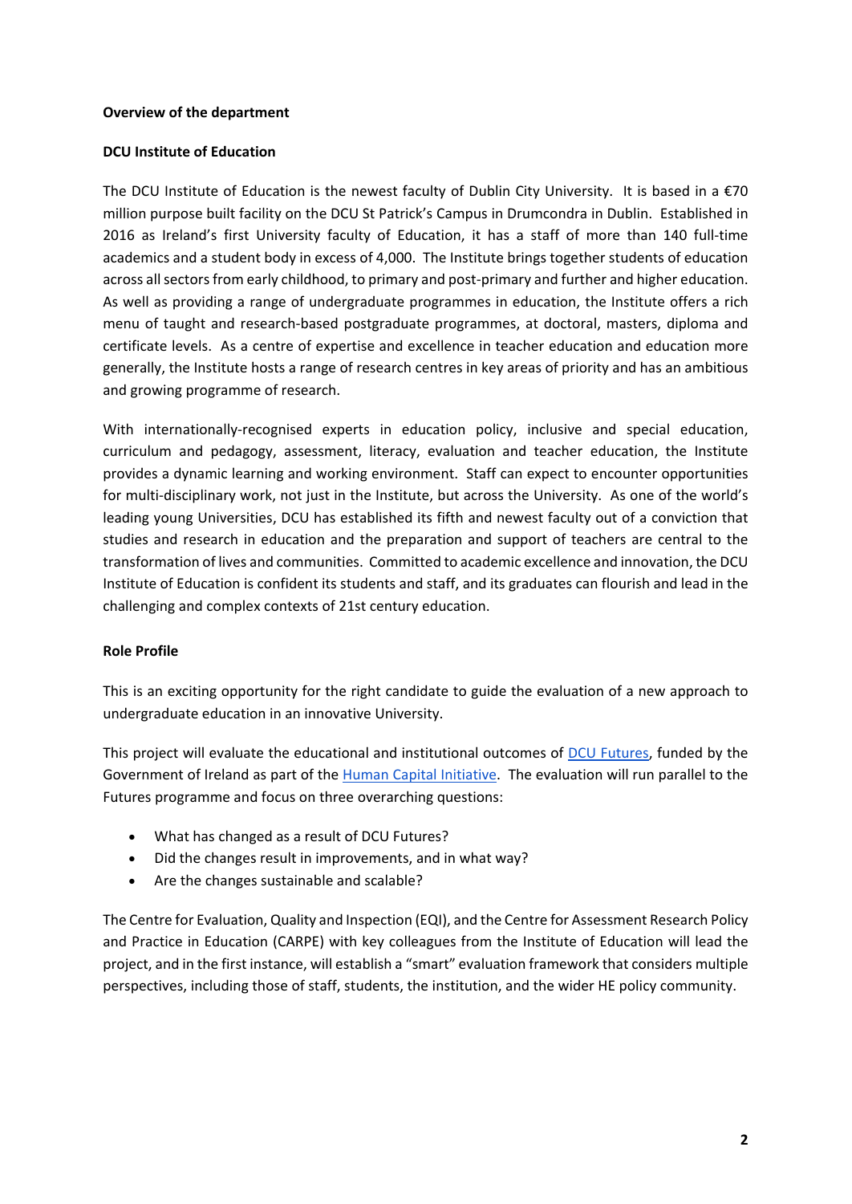**Overview of the department**

**DCU Institute of Education**

The DCU Institute of Education is the newest faculty of Dublin City University. It is based in a €70 million purpose built facility on the DCU St Patrick's Campus in Drumcondra in Dublin. Established in 2016 as Ireland's first University faculty of Education, it has a staff of more than 140 full-time academics and a student body in excess of 4,000. The Institute brings together students of education across all sectors from early childhood, to primary and post-primary and further and higher education. As well as providing a range of undergraduate programmes in education, the Institute offers a rich menu of taught and research-based postgraduate programmes, at doctoral, masters, diploma and certificate levels. As a centre of expertise and excellence in teacher education and education more generally, the Institute hosts a range of research centres in key areas of priority and has an ambitious and growing programme of research.

With internationally-recognised experts in education policy, inclusive and special education, curriculum and pedagogy, assessment, literacy, evaluation and teacher education, the Institute provides a dynamic learning and working environment. Staff can expect to encounter opportunities for multi-disciplinary work, not just in the Institute, but across the University. As one of the world's leading young Universities, DCU has established its fifth and newest faculty out of a conviction that studies and research in education and the preparation and support of teachers are central to the transformation of lives and communities. Committed to academic excellence and innovation, the DCU Institute of Education is confident its students and staff, and its graduates can flourish and lead in the challenging and complex contexts of 21st century education.

**Role Profile**

This is an exciting opportunity for the right candidate to guide the evaluation of a new approach to undergraduate education in an innovative University.

This project will evaluate the educational and institutional outcomes of DCU Futures, funded by the Government of Ireland as part of the Human Capital Initiative. The evaluation will run parallel to the Futures programme and focus on three overarching questions:

- What has changed as a result of DCU Futures?
- Did the changes result in improvements, and in what way?
- Are the changes sustainable and scalable?

The Centre for Evaluation, Quality and Inspection (EQI), and the Centre for Assessment Research Policy and Practice in Education (CARPE) with key colleagues from the Institute of Education will lead the project, and in the first instance, will establish a "smart" evaluation framework that considers multiple perspectives, including those of staff, students, the institution, and the wider HE policy community.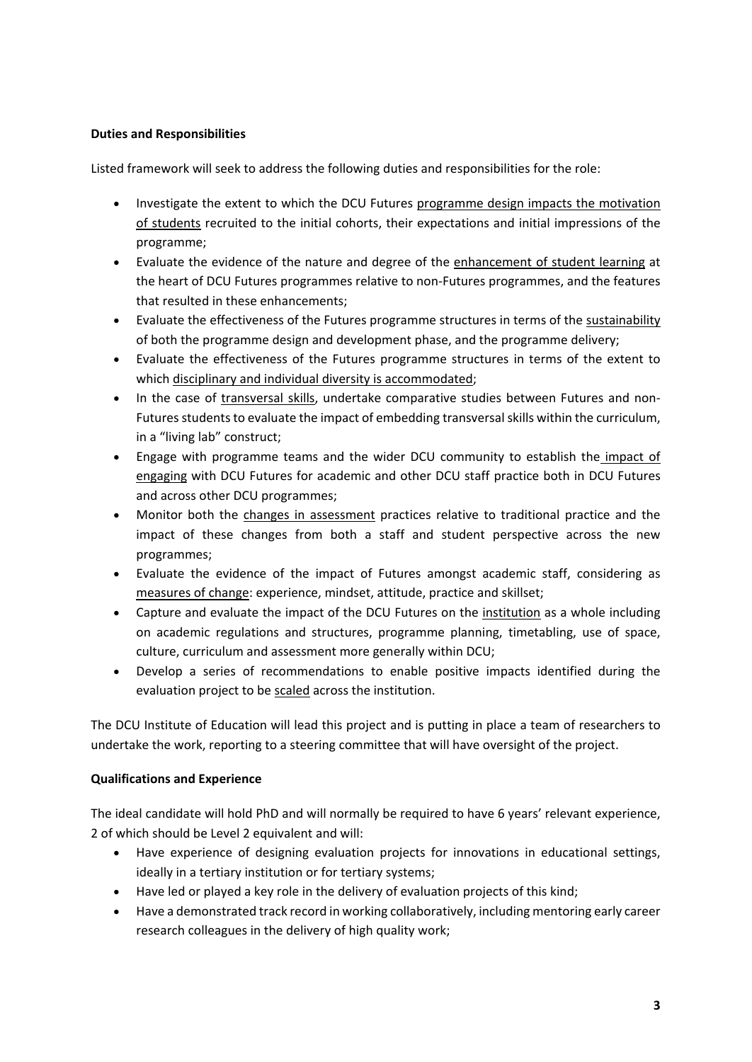**Duties and Responsibilities**

Listed framework will seek to address the following duties and responsibilities for the role:

- Investigate the extent to which the DCU Futures <u>programme design impacts the motivation of students</u> recruited to the initial cohorts, their expectations and initial impressions of the programme;
- Evaluate the evidence of the nature and degree of the <u>enhancement of student learning</u> at the heart of DCU Futures programmes relative to non-Futures programmes, and the features that resulted in these enhancements;
- Evaluate the effectiveness of the Futures programme structures in terms of the <u>sustainability</u> of both the programme design and development phase, and the programme delivery;
- Evaluate the effectiveness of the Futures programme structures in terms of the extent to which <u>disciplinary and individual diversity is accommodated</u>;
- In the case of <u>transversal skills</u>, undertake comparative studies between Futures and non-Futures students to evaluate the impact of embedding transversal skills within the curriculum, in a "living lab" construct;
- Engage with programme teams and the wider DCU community to establish the <u>impact of engaging</u> with DCU Futures for academic and other DCU staff practice both in DCU Futures and across other DCU programmes;
- Monitor both the <u>changes in assessment</u> practices relative to traditional practice and the impact of these changes from both a staff and student perspective across the new programmes;
- Evaluate the evidence of the impact of Futures amongst academic staff, considering as <u>measures of change</u>: experience, mindset, attitude, practice and skillset;
- Capture and evaluate the impact of the DCU Futures on the <u>institution</u> as a whole including on academic regulations and structures, programme planning, timetabling, use of space, culture, curriculum and assessment more generally within DCU;
- Develop a series of recommendations to enable positive impacts identified during the evaluation project to be <u>scaled</u> across the institution.

The DCU Institute of Education will lead this project and is putting in place a team of researchers to undertake the work, reporting to a steering committee that will have oversight of the project.

**Qualifications and Experience**

The ideal candidate will hold PhD and will normally be required to have 6 years' relevant experience, 2 of which should be Level 2 equivalent and will:

- Have experience of designing evaluation projects for innovations in educational settings, ideally in a tertiary institution or for tertiary systems;
- Have led or played a key role in the delivery of evaluation projects of this kind;
- Have a demonstrated track record in working collaboratively, including mentoring early career research colleagues in the delivery of high quality work;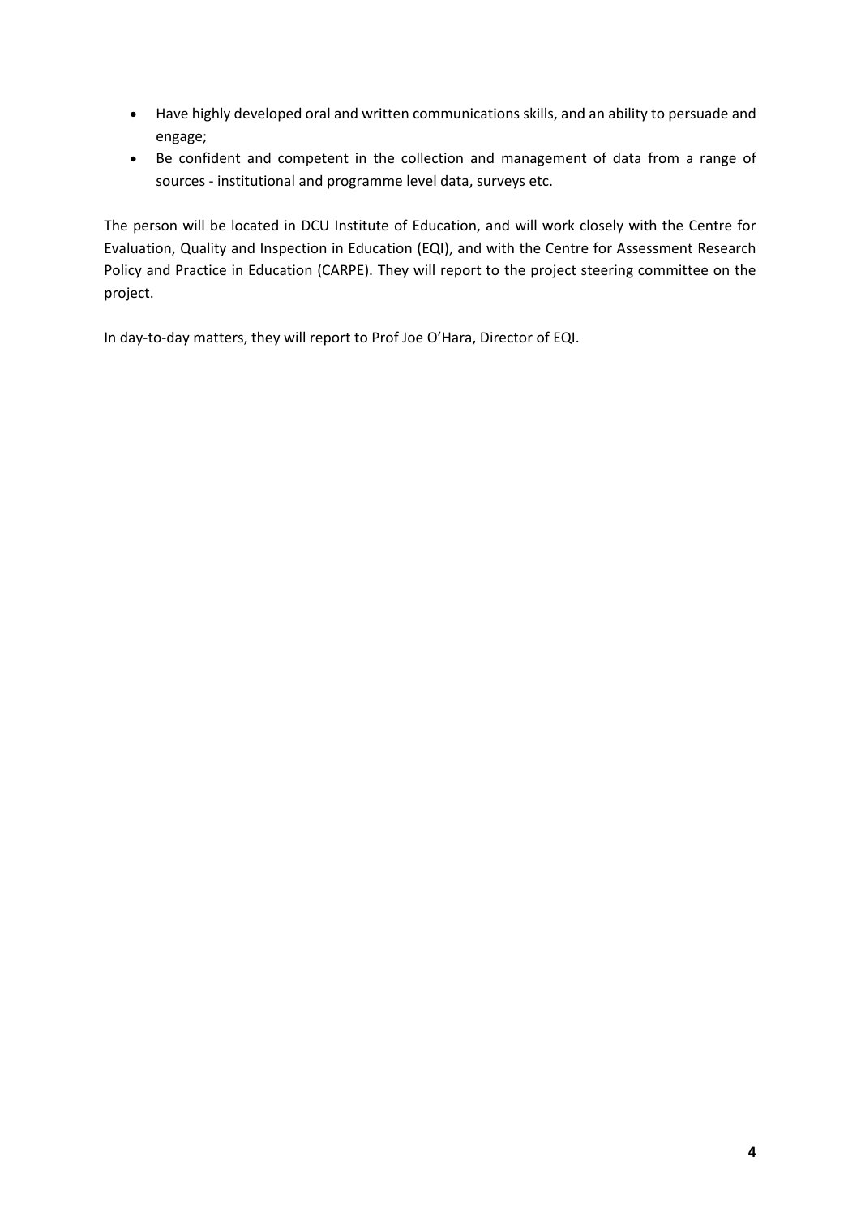- Have highly developed oral and written communications skills, and an ability to persuade and engage;
- Be confident and competent in the collection and management of data from a range of sources - institutional and programme level data, surveys etc.

The person will be located in DCU Institute of Education, and will work closely with the Centre for Evaluation, Quality and Inspection in Education (EQI), and with the Centre for Assessment Research Policy and Practice in Education (CARPE). They will report to the project steering committee on the project.

In day-to-day matters, they will report to Prof Joe O'Hara, Director of EQI.